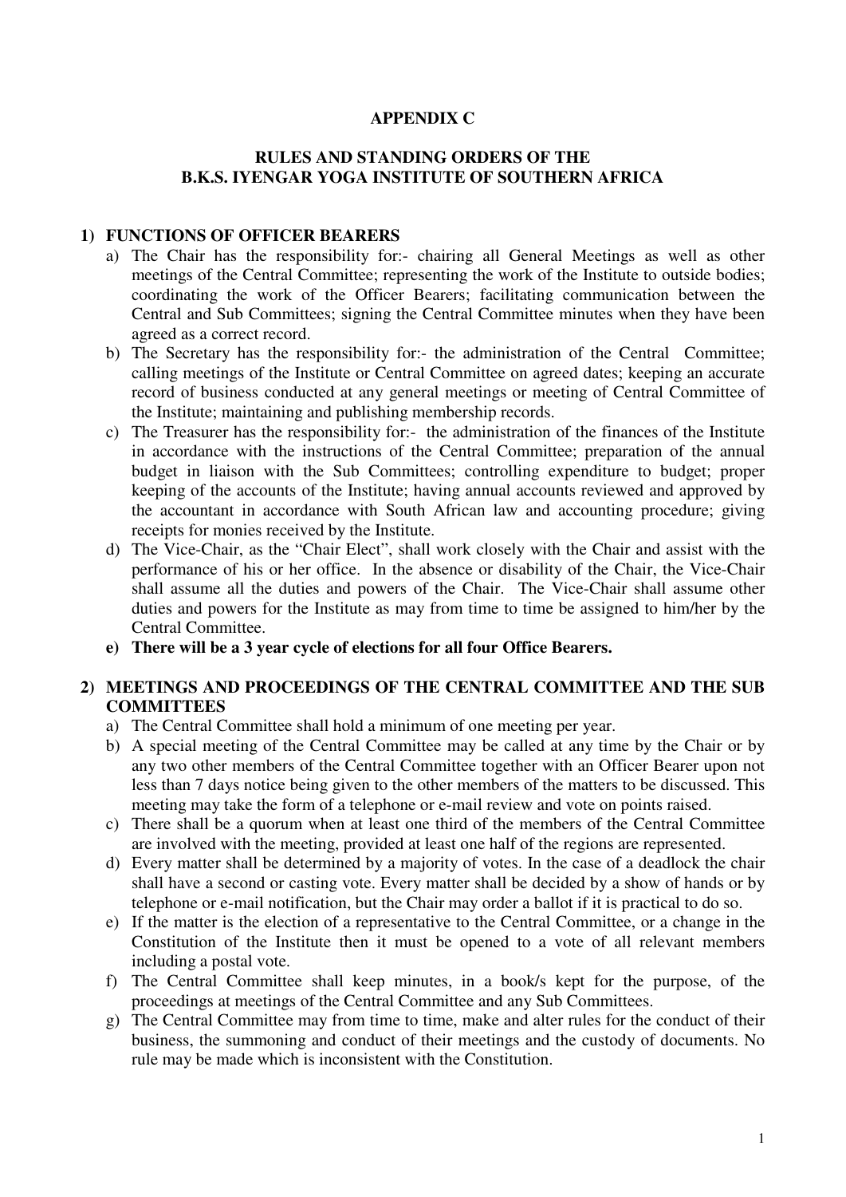# APPENDIX C

## RULES AND STANDING ORDERS OF THE B.K.S. IYENGAR YOGA INSTITUTE OF SOUTHERN AFRICA

### 1) FUNCTIONS OF OFFICER BEARERS

a) The Chair has the responsibility for:- chairing all General Meetings as well as other meetings of the Central Committee; representing the work of the Institute to outside bodies; coordinating the work of the Officer Bearers; facilitating communication between the Central and Sub Committees; signing the Central Committee minutes when they have been agreed as a correct record.

b) The Secretary has the responsibility for:- the administration of the Central Committee; calling meetings of the Institute or Central Committee on agreed dates; keeping an accurate record of business conducted at any general meetings or meeting of Central Committee of the Institute; maintaining and publishing membership records.

c) The Treasurer has the responsibility for:- the administration of the finances of the Institute in accordance with the instructions of the Central Committee; preparation of the annual budget in liaison with the Sub Committees; controlling expenditure to budget; proper keeping of the accounts of the Institute; having annual accounts reviewed and approved by the accountant in accordance with South African law and accounting procedure; giving receipts for monies received by the Institute.

d) The Vice-Chair, as the "Chair Elect", shall work closely with the Chair and assist with the performance of his or her office. In the absence or disability of the Chair, the Vice-Chair shall assume all the duties and powers of the Chair. The Vice-Chair shall assume other duties and powers for the Institute as may from time to time be assigned to him/her by the Central Committee.

**e) There will be a 3 year cycle of elections for all four Office Bearers.**

### 2) MEETINGS AND PROCEEDINGS OF THE CENTRAL COMMITTEE AND THE SUB COMMITTEES

a) The Central Committee shall hold a minimum of one meeting per year.

b) A special meeting of the Central Committee may be called at any time by the Chair or by any two other members of the Central Committee together with an Officer Bearer upon not less than 7 days notice being given to the other members of the matters to be discussed. This meeting may take the form of a telephone or e-mail review and vote on points raised.

c) There shall be a quorum when at least one third of the members of the Central Committee are involved with the meeting, provided at least one half of the regions are represented.

d) Every matter shall be determined by a majority of votes. In the case of a deadlock the chair shall have a second or casting vote. Every matter shall be decided by a show of hands or by telephone or e-mail notification, but the Chair may order a ballot if it is practical to do so.

e) If the matter is the election of a representative to the Central Committee, or a change in the Constitution of the Institute then it must be opened to a vote of all relevant members including a postal vote.

f) The Central Committee shall keep minutes, in a book/s kept for the purpose, of the proceedings at meetings of the Central Committee and any Sub Committees.

g) The Central Committee may from time to time, make and alter rules for the conduct of their business, the summoning and conduct of their meetings and the custody of documents. No rule may be made which is inconsistent with the Constitution.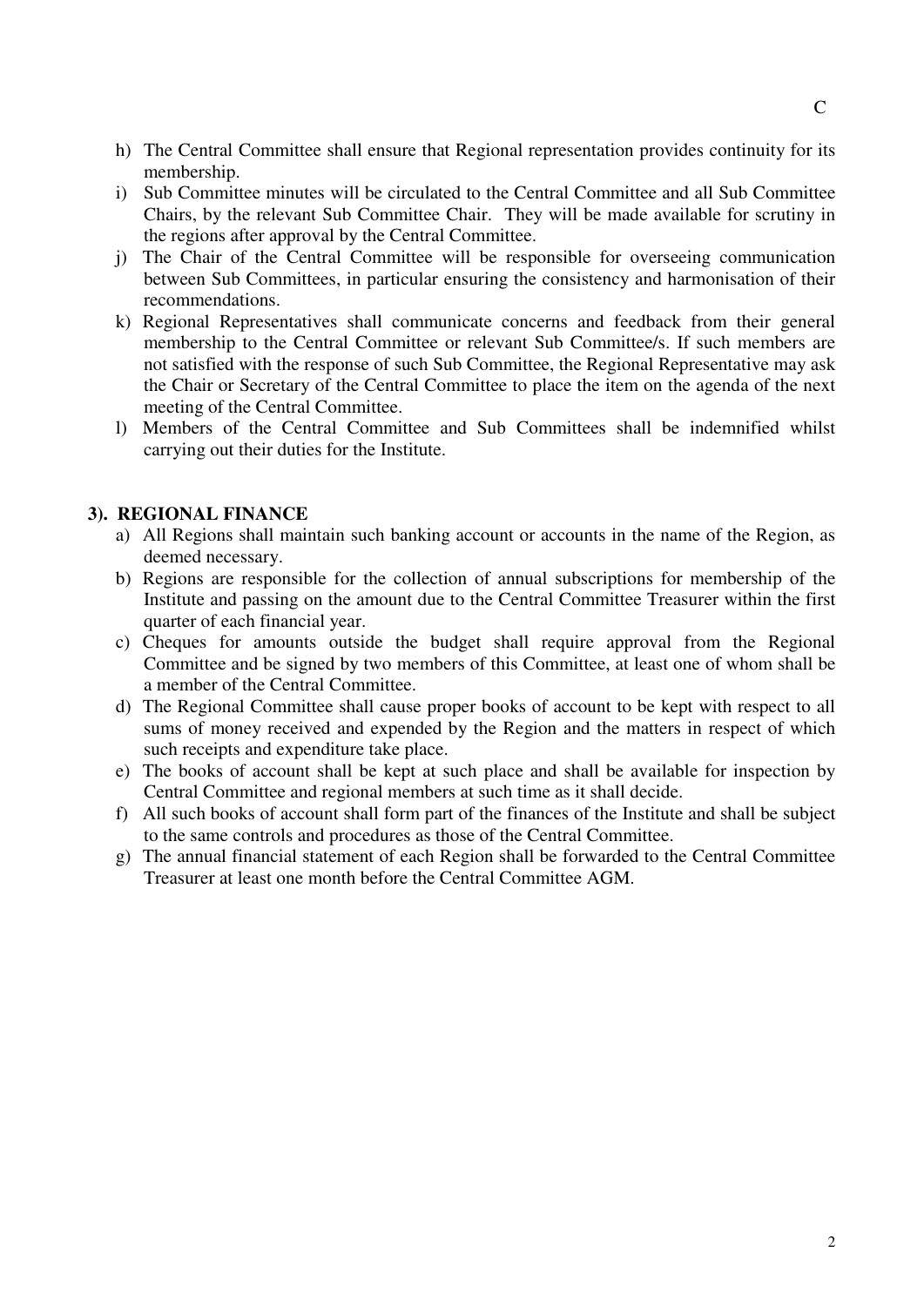h) The Central Committee shall ensure that Regional representation provides continuity for its membership.
i) Sub Committee minutes will be circulated to the Central Committee and all Sub Committee Chairs, by the relevant Sub Committee Chair. They will be made available for scrutiny in the regions after approval by the Central Committee.
j) The Chair of the Central Committee will be responsible for overseeing communication between Sub Committees, in particular ensuring the consistency and harmonisation of their recommendations.
k) Regional Representatives shall communicate concerns and feedback from their general membership to the Central Committee or relevant Sub Committee/s. If such members are not satisfied with the response of such Sub Committee, the Regional Representative may ask the Chair or Secretary of the Central Committee to place the item on the agenda of the next meeting of the Central Committee.
l) Members of the Central Committee and Sub Committees shall be indemnified whilst carrying out their duties for the Institute.

### 3). REGIONAL FINANCE

a) All Regions shall maintain such banking account or accounts in the name of the Region, as deemed necessary.
b) Regions are responsible for the collection of annual subscriptions for membership of the Institute and passing on the amount due to the Central Committee Treasurer within the first quarter of each financial year.
c) Cheques for amounts outside the budget shall require approval from the Regional Committee and be signed by two members of this Committee, at least one of whom shall be a member of the Central Committee.
d) The Regional Committee shall cause proper books of account to be kept with respect to all sums of money received and expended by the Region and the matters in respect of which such receipts and expenditure take place.
e) The books of account shall be kept at such place and shall be available for inspection by Central Committee and regional members at such time as it shall decide.
f) All such books of account shall form part of the finances of the Institute and shall be subject to the same controls and procedures as those of the Central Committee.
g) The annual financial statement of each Region shall be forwarded to the Central Committee Treasurer at least one month before the Central Committee AGM.